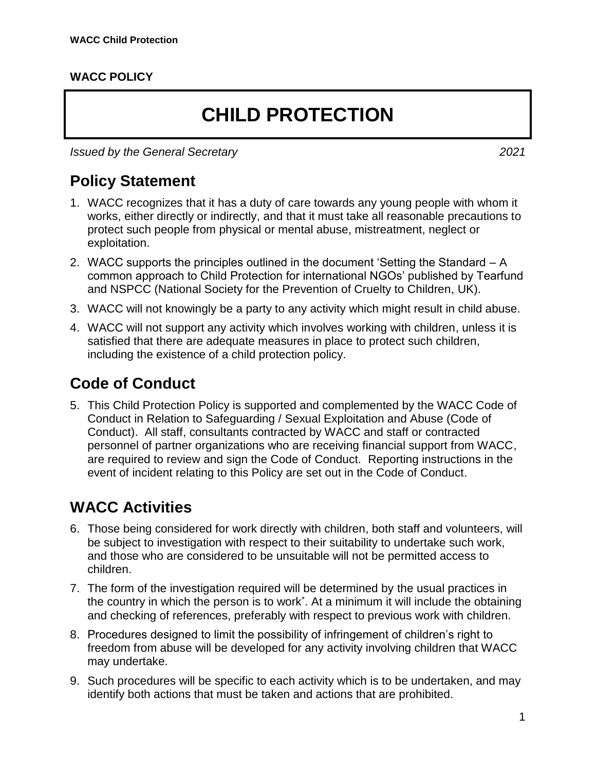**WACC POLICY**

# CHILD PROTECTION

*Issued by the General Secretary* *2021*

## Policy Statement

1. WACC recognizes that it has a duty of care towards any young people with whom it works, either directly or indirectly, and that it must take all reasonable precautions to protect such people from physical or mental abuse, mistreatment, neglect or exploitation.
2. WACC supports the principles outlined in the document 'Setting the Standard – A common approach to Child Protection for international NGOs' published by Tearfund and NSPCC (National Society for the Prevention of Cruelty to Children, UK).
3. WACC will not knowingly be a party to any activity which might result in child abuse.
4. WACC will not support any activity which involves working with children, unless it is satisfied that there are adequate measures in place to protect such children, including the existence of a child protection policy.

## Code of Conduct

5. This Child Protection Policy is supported and complemented by the WACC Code of Conduct in Relation to Safeguarding / Sexual Exploitation and Abuse (Code of Conduct). All staff, consultants contracted by WACC and staff or contracted personnel of partner organizations who are receiving financial support from WACC, are required to review and sign the Code of Conduct. Reporting instructions in the event of incident relating to this Policy are set out in the Code of Conduct.

## WACC Activities

6. Those being considered for work directly with children, both staff and volunteers, will be subject to investigation with respect to their suitability to undertake such work, and those who are considered to be unsuitable will not be permitted access to children.
7. The form of the investigation required will be determined by the usual practices in the country in which the person is to work*. At a minimum it will include the obtaining and checking of references, preferably with respect to previous work with children.
8. Procedures designed to limit the possibility of infringement of children's right to freedom from abuse will be developed for any activity involving children that WACC may undertake.
9. Such procedures will be specific to each activity which is to be undertaken, and may identify both actions that must be taken and actions that are prohibited.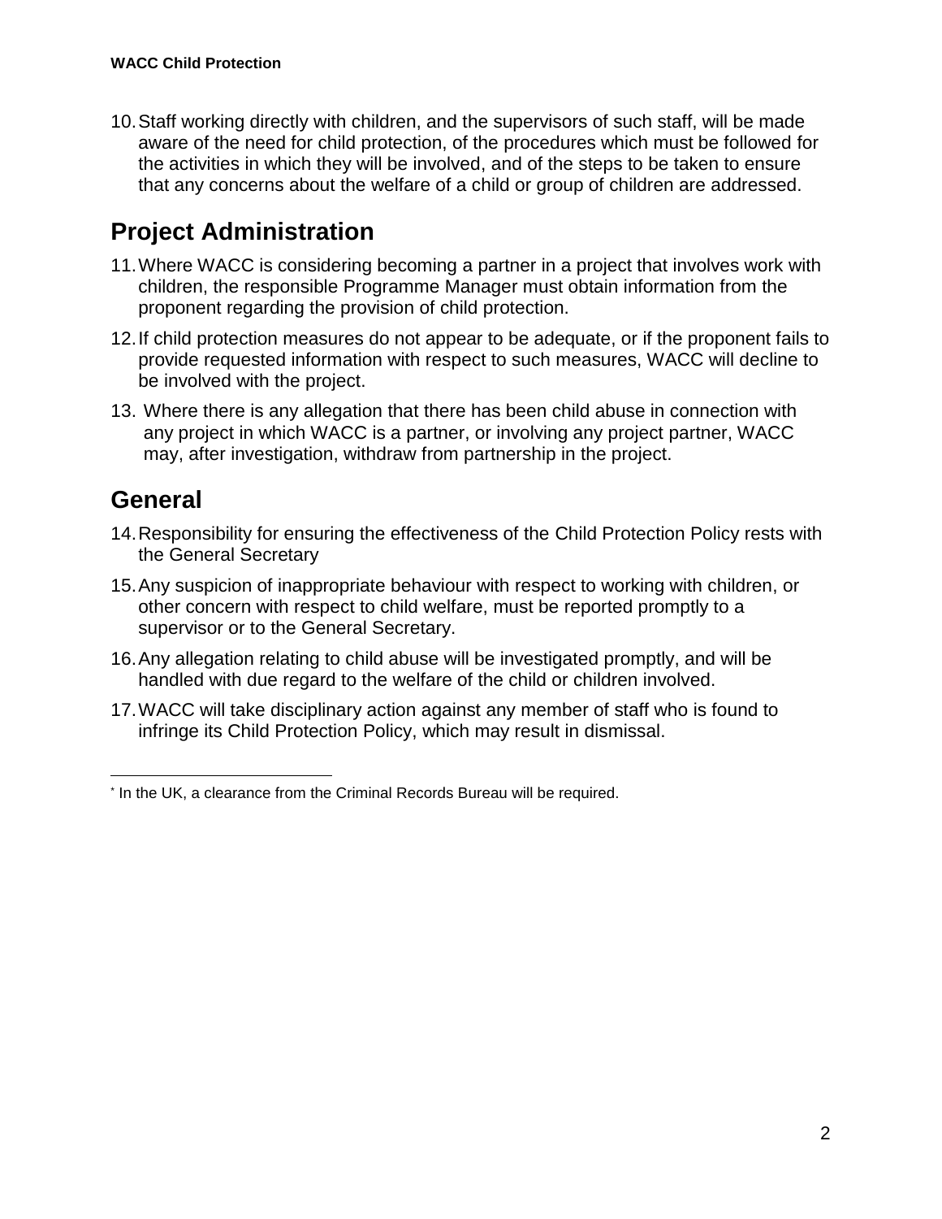10. Staff working directly with children, and the supervisors of such staff, will be made aware of the need for child protection, of the procedures which must be followed for the activities in which they will be involved, and of the steps to be taken to ensure that any concerns about the welfare of a child or group of children are addressed.

## Project Administration

11. Where WACC is considering becoming a partner in a project that involves work with children, the responsible Programme Manager must obtain information from the proponent regarding the provision of child protection.
12. If child protection measures do not appear to be adequate, or if the proponent fails to provide requested information with respect to such measures, WACC will decline to be involved with the project.
13. Where there is any allegation that there has been child abuse in connection with any project in which WACC is a partner, or involving any project partner, WACC may, after investigation, withdraw from partnership in the project.

## General

14. Responsibility for ensuring the effectiveness of the Child Protection Policy rests with the General Secretary
15. Any suspicion of inappropriate behaviour with respect to working with children, or other concern with respect to child welfare, must be reported promptly to a supervisor or to the General Secretary.
16. Any allegation relating to child abuse will be investigated promptly, and will be handled with due regard to the welfare of the child or children involved.
17. WACC will take disciplinary action against any member of staff who is found to infringe its Child Protection Policy, which may result in dismissal.

---

[*] In the UK, a clearance from the Criminal Records Bureau will be required.